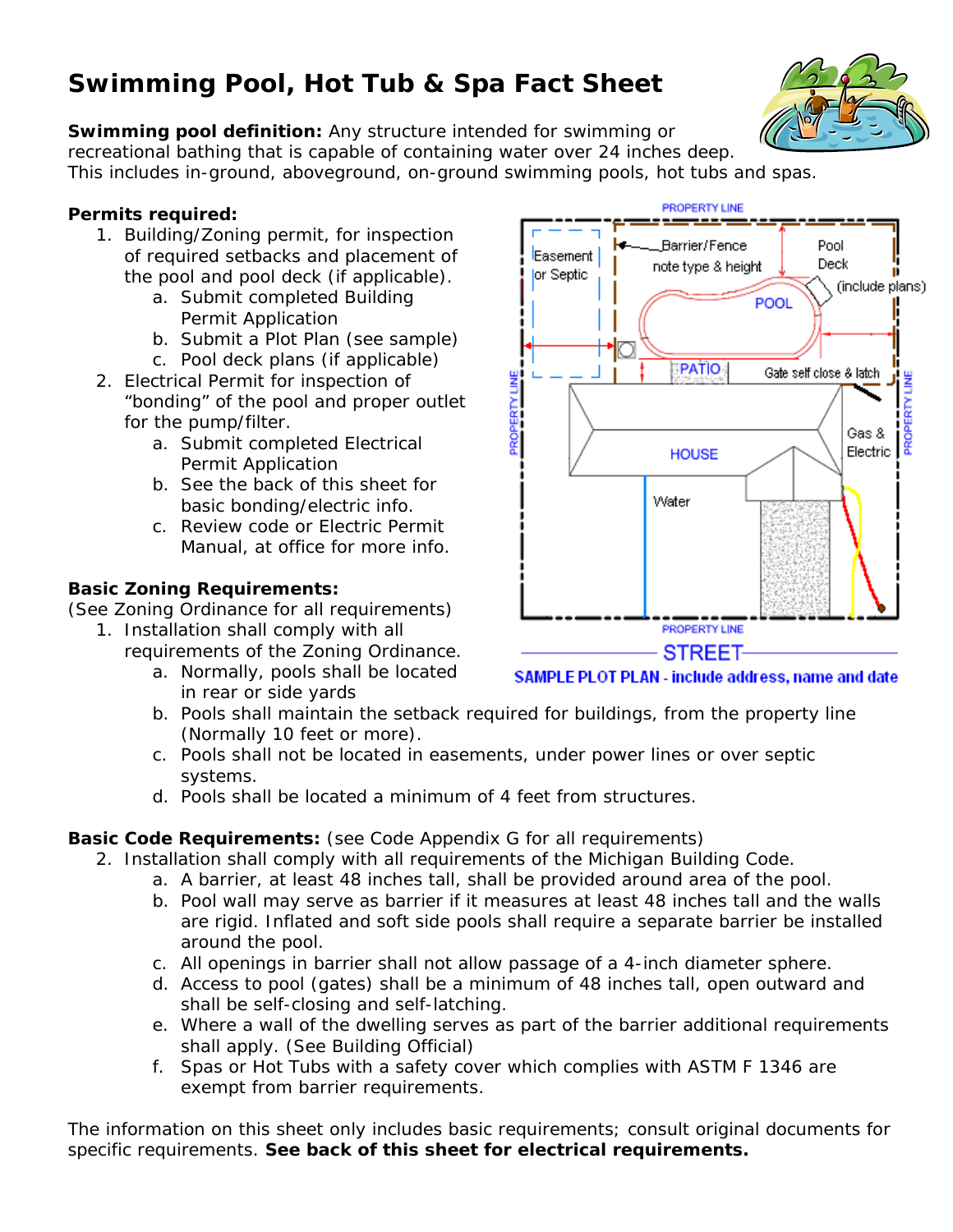# Swimming Pool, Hot Tub & Spa Fact Sheet

**Swimming pool definition:** Any structure intended for swimming or recreational bathing that is capable of containing water over 24 inches deep. This includes in-ground, aboveground, on-ground swimming pools, hot tubs and spas.

**Permits required:**

1. Building/Zoning permit, for inspection of required setbacks and placement of the pool and pool deck (if applicable).
   a. Submit completed Building Permit Application
   b. Submit a Plot Plan (see sample)
   c. Pool deck plans (if applicable)
2. Electrical Permit for inspection of "bonding" of the pool and proper outlet for the pump/filter.
   a. Submit completed Electrical Permit Application
   b. See the back of this sheet for basic bonding/electric info.
   c. Review code or Electric Permit Manual, at office for more info.

SAMPLE PLOT PLAN - include address, name and date

**Basic Zoning Requirements:**
(See Zoning Ordinance for all requirements)

1. Installation shall comply with all requirements of the Zoning Ordinance.
   a. Normally, pools shall be located in rear or side yards
   b. Pools shall maintain the setback required for buildings, from the property line (Normally 10 feet or more).
   c. Pools shall not be located in easements, under power lines or over septic systems.
   d. Pools shall be located a minimum of 4 feet from structures.

**Basic Code Requirements:** (see Code Appendix G for all requirements)

2. Installation shall comply with all requirements of the Michigan Building Code.
   a. A barrier, at least 48 inches tall, shall be provided around area of the pool.
   b. Pool wall may serve as barrier if it measures at least 48 inches tall and the walls are rigid. Inflated and soft side pools shall require a separate barrier be installed around the pool.
   c. All openings in barrier shall not allow passage of a 4-inch diameter sphere.
   d. Access to pool (gates) shall be a minimum of 48 inches tall, open outward and shall be self-closing and self-latching.
   e. Where a wall of the dwelling serves as part of the barrier additional requirements shall apply. (See Building Official)
   f. Spas or Hot Tubs with a safety cover which complies with ASTM F 1346 are exempt from barrier requirements.

The information on this sheet only includes basic requirements; consult original documents for specific requirements. **See back of this sheet for electrical requirements.**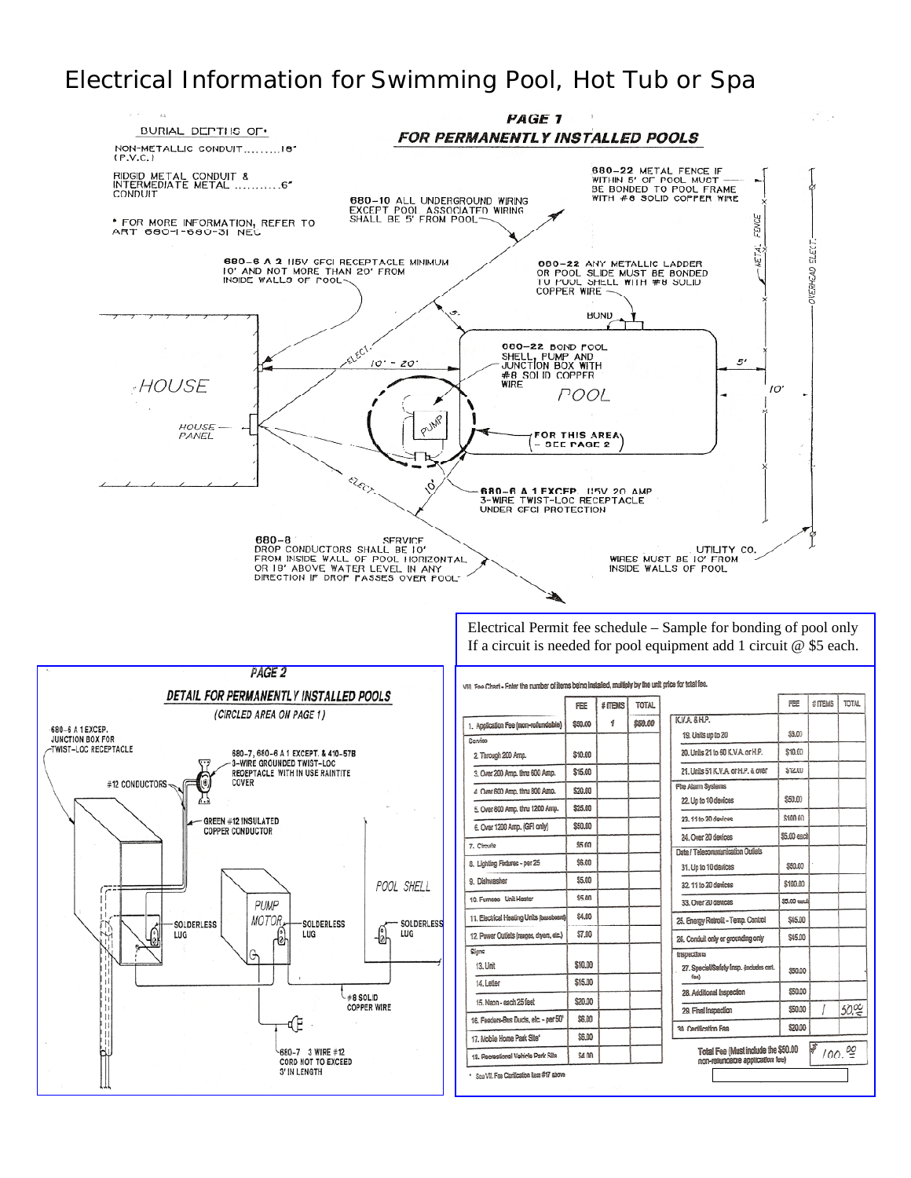# Electrical Information for Swimming Pool, Hot Tub or Spa

**PAGE 1**

***FOR PERMANENTLY INSTALLED POOLS***

BURIAL DEPTHS OF:

NON-METALLIC CONDUIT.........18"
(P.V.C.)

RIDGID METAL CONDUIT & INTERMEDIATE METAL ...........6"
CONDUIT

* FOR MORE INFORMATION, REFER TO ART 680-1-680-31 NEC

680-10 ALL UNDERGROUND WIRING EXCEPT POOL ASSOCIATED WIRING SHALL BE 5' FROM POOL

680-22 METAL FENCE IF WITHIN 5' OF POOL MUST BE BONDED TO POOL FRAME WITH #8 SOLID COPPER WIRE

680-6 A 2 115V GFCI RECEPTACLE MINIMUM 10' AND NOT MORE THAN 20' FROM INSIDE WALLS OF POOL

680-22 ANY METALLIC LADDER OR POOL SLIDE MUST BE BONDED TO POOL SHELL WITH #8 SOLID COPPER WIRE

BOND

680-22 BOND POOL SHELL, PUMP AND JUNCTION BOX WITH #8 SOLID COPPER WIRE

HOUSE

HOUSE PANEL

ELECT. 10' - 20'

POOL

PUMP

FOR THIS AREA - SEE PAGE 2

METAL FENCE

OVERHEAD ELECT.

5'

10'

ELECT.

10'

680-6 A 1 EXCEP. 115V 20 AMP 3-WIRE TWIST-LOC RECEPTACLE UNDER GFCI PROTECTION

680-8 SERVICE DROP CONDUCTORS SHALL BE 10' FROM INSIDE WALL OF POOL HORIZONTAL OR 18' ABOVE WATER LEVEL IN ANY DIRECTION IF DROP PASSES OVER POOL

UTILITY CO. WIRES MUST BE 10' FROM INSIDE WALLS OF POOL

Electrical Permit fee schedule – Sample for bonding of pool only
If a circuit is needed for pool equipment add 1 circuit @ $5 each.

**PAGE 2**

***DETAIL FOR PERMANENTLY INSTALLED POOLS***

(CIRCLED AREA ON PAGE 1)

680-6 A 1 EXCEP. JUNCTION BOX FOR TWIST-LOC RECEPTACLE

680-7, 680-6 A 1 EXCEPT. & 410-57B 3-WIRE GROUNDED TWIST-LOC RECEPTACLE WITH IN USE RAINTITE COVER

#12 CONDUCTORS

GREEN #12 INSULATED COPPER CONDUCTOR

POOL SHELL

PUMP MOTOR

SOLDERLESS LUG

SOLDERLESS LUG

SOLDERLESS LUG

#8 SOLID COPPER WIRE

680-7 3 WIRE #12 CORD NOT TO EXCEED 3' IN LENGTH

VIII. Fee Chart - Enter the number of items being installed, multiply by the unit price for total fee.

| | FEE | # ITEMS | TOTAL |
|---|---|---|---|
| 1. Application Fee (non-refundable) | $50.00 | 1 | $50.00 |
| Service | | | |
| 2. Through 200 Amp. | $10.00 | | |
| 3. Over 200 Amp. thru 600 Amp. | $15.00 | | |
| 4. Over 600 Amp. thru 800 Amp. | $20.00 | | |
| 5. Over 800 Amp. thru 1200 Amp. | $25.00 | | |
| 6. Over 1200 Amp. (GFI only) | $50.00 | | |
| 7. Circuits | $5.00 | | |
| 8. Lighting Fixtures - per 25 | $6.00 | | |
| 9. Dishwasher | $5.00 | | |
| 10. Furnace Unit Heater | $5.00 | | |
| 11. Electrical Heating Units (baseboard) | $4.00 | | |
| 12. Power Outlets (ranges, dryers, etc.) | $7.00 | | |
| Signs | | | |
| 13. Unit | $10.00 | | |
| 14. Letter | $15.00 | | |
| 15. Neon - each 25 feet | $20.00 | | |
| 16. Feeders-Bus Ducts, etc. - per 50' | $6.00 | | |
| 17. Mobile Home Park Site* | $6.00 | | |
| 18. Recreational Vehicle Park Site | $4.00 | | |

* See VII. Fee Clarification Item #17 above

| | FEE | # ITEMS | TOTAL |
|---|---|---|---|
| K.V.A. & H.P. | | | |
| 19. Units up to 20 | $6.00 | | |
| 20. Units 21 to 50 K.V.A. or H.P. | $10.00 | | |
| 21. Units 51 K.V.A. or H.P. & over | $12.00 | | |
| Fire Alarm Systems | | | |
| 22. Up to 10 devices | $50.00 | | |
| 23. 11 to 20 devices | $100.00 | | |
| 24. Over 20 devices | $5.00 each | | |
| Data / Telecommunication Outlets | | | |
| 31. Up to 10 devices | $50.00 | | |
| 32. 11 to 20 devices | $100.00 | | |
| 33. Over 20 devices | $5.00 each | | |
| 25. Energy Retrofit - Temp. Control | $45.00 | | |
| 26. Conduit only or grounding only | $45.00 | | |
| Inspections | | | |
| 27. Special/Safety Insp. (includes cert. fee) | $50.00 | | |
| 28. Additional Inspection | $50.00 | | |
| 29. Final Inspection | $50.00 | 1 | 50.00 |
| 30. Certification Fee | $20.00 | | |
| Total Fee (Must include the $50.00 non-refundable application fee) | | | $100.00 |